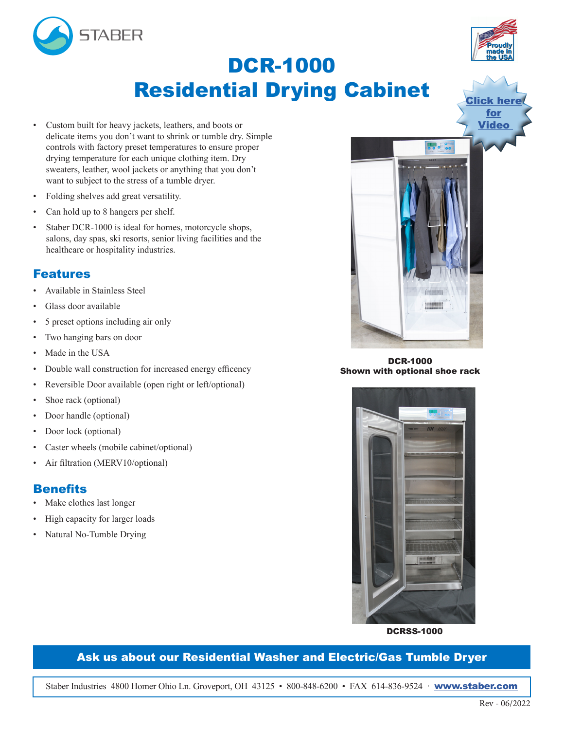STABER

# DCR-1000
# Residential Drying Cabinet

Proudly made in the USA

Click here for Video

- Custom built for heavy jackets, leathers, and boots or delicate items you don't want to shrink or tumble dry. Simple controls with factory preset temperatures to ensure proper drying temperature for each unique clothing item. Dry sweaters, leather, wool jackets or anything that you don't want to subject to the stress of a tumble dryer.
- Folding shelves add great versatility.
- Can hold up to 8 hangers per shelf.
- Staber DCR-1000 is ideal for homes, motorcycle shops, salons, day spas, ski resorts, senior living facilities and the healthcare or hospitality industries.

## Features

- Available in Stainless Steel
- Glass door available
- 5 preset options including air only
- Two hanging bars on door
- Made in the USA
- Double wall construction for increased energy efficency
- Reversible Door available (open right or left/optional)
- Shoe rack (optional)
- Door handle (optional)
- Door lock (optional)
- Caster wheels (mobile cabinet/optional)
- Air filtration (MERV10/optional)

## Benefits

- Make clothes last longer
- High capacity for larger loads
- Natural No-Tumble Drying

**DCR-1000**
**Shown with optional shoe rack**

**DCRSS-1000**

**Ask us about our Residential Washer and Electric/Gas Tumble Dryer**

Staber Industries 4800 Homer Ohio Ln. Groveport, OH 43125 • 800-848-6200 • FAX 614-836-9524 · **www.staber.com**

Rev - 06/2022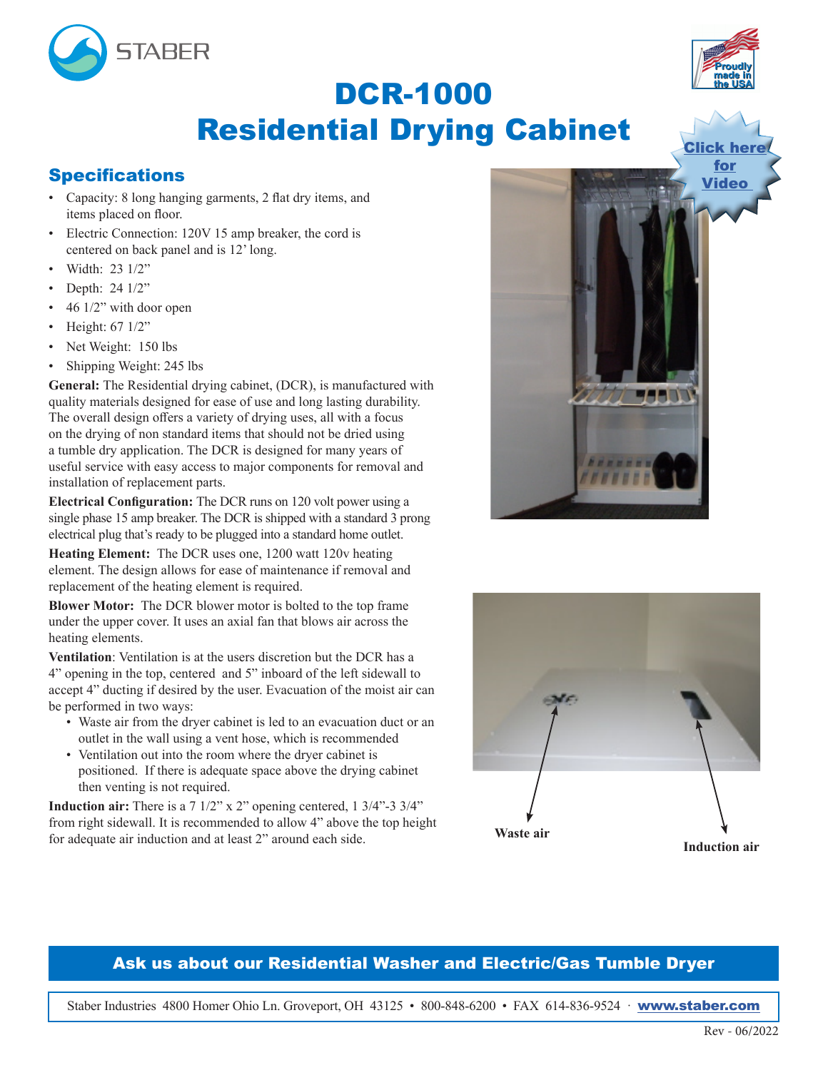STABER

# DCR-1000
# Residential Drying Cabinet

Click here for Video

## Specifications

- Capacity: 8 long hanging garments, 2 flat dry items, and items placed on floor.
- Electric Connection: 120V 15 amp breaker, the cord is centered on back panel and is 12' long.
- Width: 23 1/2"
- Depth: 24 1/2"
- 46 1/2" with door open
- Height: 67 1/2"
- Net Weight: 150 lbs
- Shipping Weight: 245 lbs

**General:** The Residential drying cabinet, (DCR), is manufactured with quality materials designed for ease of use and long lasting durability. The overall design offers a variety of drying uses, all with a focus on the drying of non standard items that should not be dried using a tumble dry application. The DCR is designed for many years of useful service with easy access to major components for removal and installation of replacement parts.

**Electrical Configuration:** The DCR runs on 120 volt power using a single phase 15 amp breaker. The DCR is shipped with a standard 3 prong electrical plug that's ready to be plugged into a standard home outlet.

**Heating Element:** The DCR uses one, 1200 watt 120v heating element. The design allows for ease of maintenance if removal and replacement of the heating element is required.

**Blower Motor:** The DCR blower motor is bolted to the top frame under the upper cover. It uses an axial fan that blows air across the heating elements.

**Ventilation**: Ventilation is at the users discretion but the DCR has a 4" opening in the top, centered and 5" inboard of the left sidewall to accept 4" ducting if desired by the user. Evacuation of the moist air can be performed in two ways:

- Waste air from the dryer cabinet is led to an evacuation duct or an outlet in the wall using a vent hose, which is recommended
- Ventilation out into the room where the dryer cabinet is positioned. If there is adequate space above the drying cabinet then venting is not required.

**Induction air:** There is a 7 1/2" x 2" opening centered, 1 3/4"-3 3/4" from right sidewall. It is recommended to allow 4" above the top height for adequate air induction and at least 2" around each side.

Waste air

Induction air

**Ask us about our Residential Washer and Electric/Gas Tumble Dryer**

Staber Industries 4800 Homer Ohio Ln. Groveport, OH 43125 • 800-848-6200 • FAX 614-836-9524 · www.staber.com

Rev - 06/2022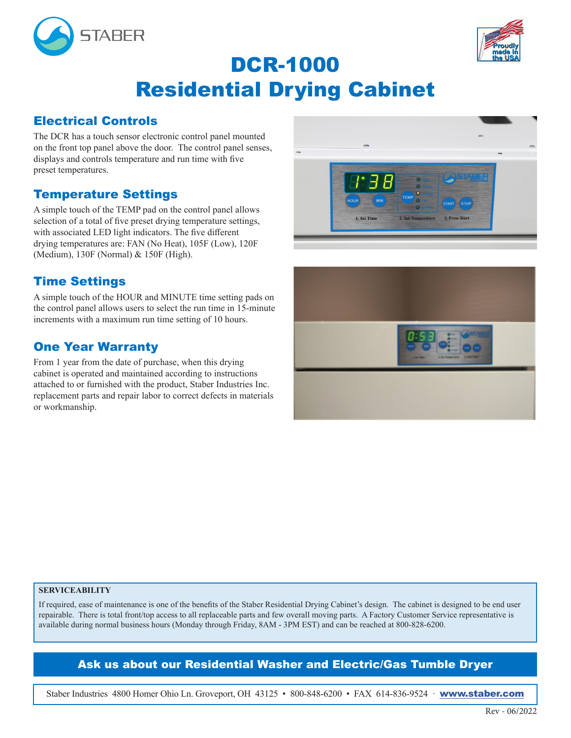STABER

# DCR-1000
# Residential Drying Cabinet

## Electrical Controls

The DCR has a touch sensor electronic control panel mounted on the front top panel above the door. The control panel senses, displays and controls temperature and run time with five preset temperatures.

## Temperature Settings

A simple touch of the TEMP pad on the control panel allows selection of a total of five preset drying temperature settings, with associated LED light indicators. The five different drying temperatures are: FAN (No Heat), 105F (Low), 120F (Medium), 130F (Normal) & 150F (High).

## Time Settings

A simple touch of the HOUR and MINUTE time setting pads on the control panel allows users to select the run time in 15-minute increments with a maximum run time setting of 10 hours.

## One Year Warranty

From 1 year from the date of purchase, when this drying cabinet is operated and maintained according to instructions attached to or furnished with the product, Staber Industries Inc. replacement parts and repair labor to correct defects in materials or workmanship.

**SERVICEABILITY**

If required, ease of maintenance is one of the benefits of the Staber Residential Drying Cabinet's design. The cabinet is designed to be end user repairable. There is total front/top access to all replaceable parts and few overall moving parts. A Factory Customer Service representative is available during normal business hours (Monday through Friday, 8AM - 3PM EST) and can be reached at 800-828-6200.

**Ask us about our Residential Washer and Electric/Gas Tumble Dryer**

Staber Industries 4800 Homer Ohio Ln. Groveport, OH 43125 • 800-848-6200 • FAX 614-836-9524 · **www.staber.com**

Rev - 06/2022